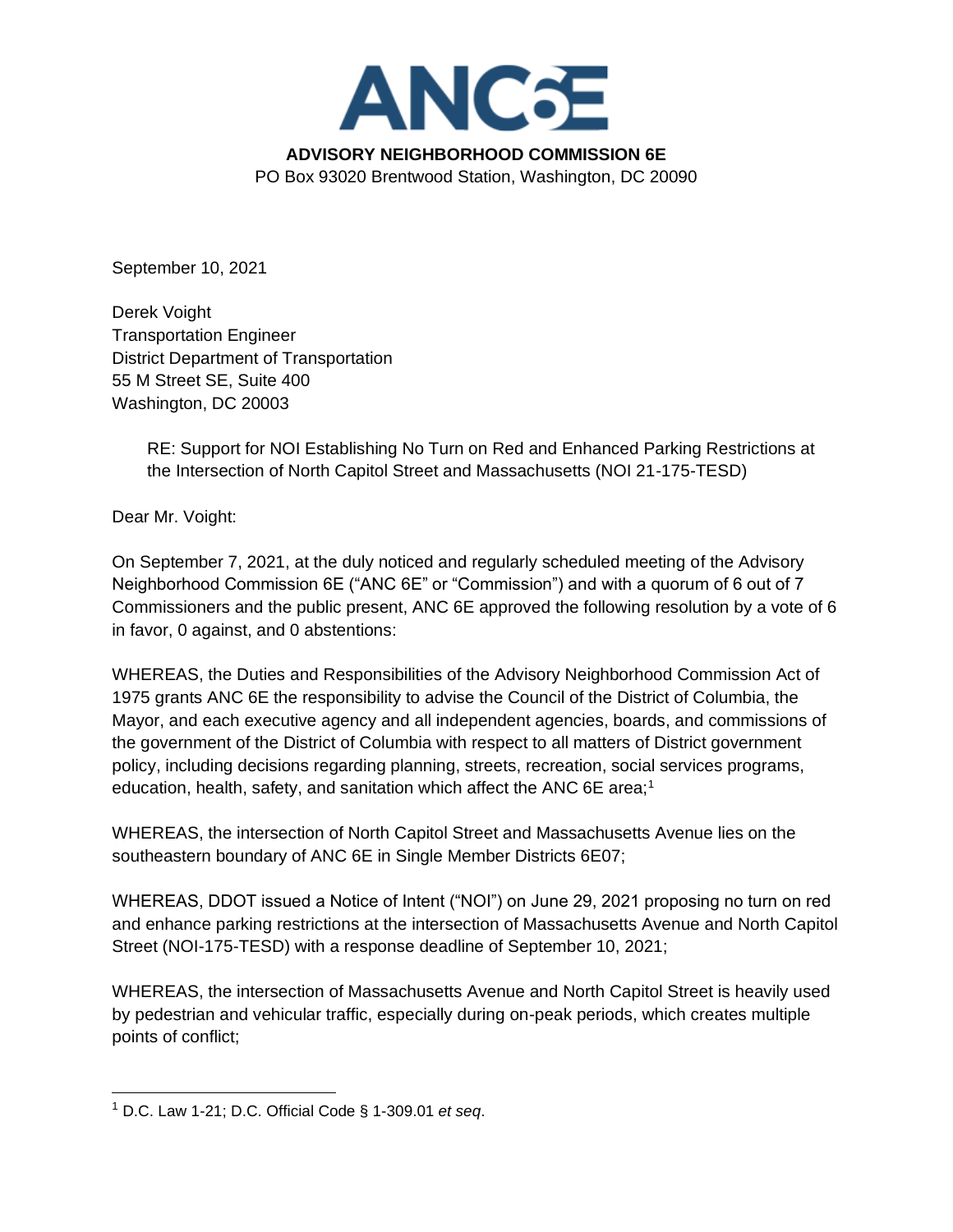# ANC6E

**ADVISORY NEIGHBORHOOD COMMISSION 6E**

PO Box 93020 Brentwood Station, Washington, DC 20090

September 10, 2021

Derek Voight
Transportation Engineer
District Department of Transportation
55 M Street SE, Suite 400
Washington, DC 20003

> RE: Support for NOI Establishing No Turn on Red and Enhanced Parking Restrictions at the Intersection of North Capitol Street and Massachusetts (NOI 21-175-TESD)

Dear Mr. Voight:

On September 7, 2021, at the duly noticed and regularly scheduled meeting of the Advisory Neighborhood Commission 6E ("ANC 6E" or "Commission") and with a quorum of 6 out of 7 Commissioners and the public present, ANC 6E approved the following resolution by a vote of 6 in favor, 0 against, and 0 abstentions:

WHEREAS, the Duties and Responsibilities of the Advisory Neighborhood Commission Act of 1975 grants ANC 6E the responsibility to advise the Council of the District of Columbia, the Mayor, and each executive agency and all independent agencies, boards, and commissions of the government of the District of Columbia with respect to all matters of District government policy, including decisions regarding planning, streets, recreation, social services programs, education, health, safety, and sanitation which affect the ANC 6E area;[1]

WHEREAS, the intersection of North Capitol Street and Massachusetts Avenue lies on the southeastern boundary of ANC 6E in Single Member Districts 6E07;

WHEREAS, DDOT issued a Notice of Intent ("NOI") on June 29, 2021 proposing no turn on red and enhance parking restrictions at the intersection of Massachusetts Avenue and North Capitol Street (NOI-175-TESD) with a response deadline of September 10, 2021;

WHEREAS, the intersection of Massachusetts Avenue and North Capitol Street is heavily used by pedestrian and vehicular traffic, especially during on-peak periods, which creates multiple points of conflict;

---

[1] D.C. Law 1-21; D.C. Official Code § 1-309.01 *et seq*.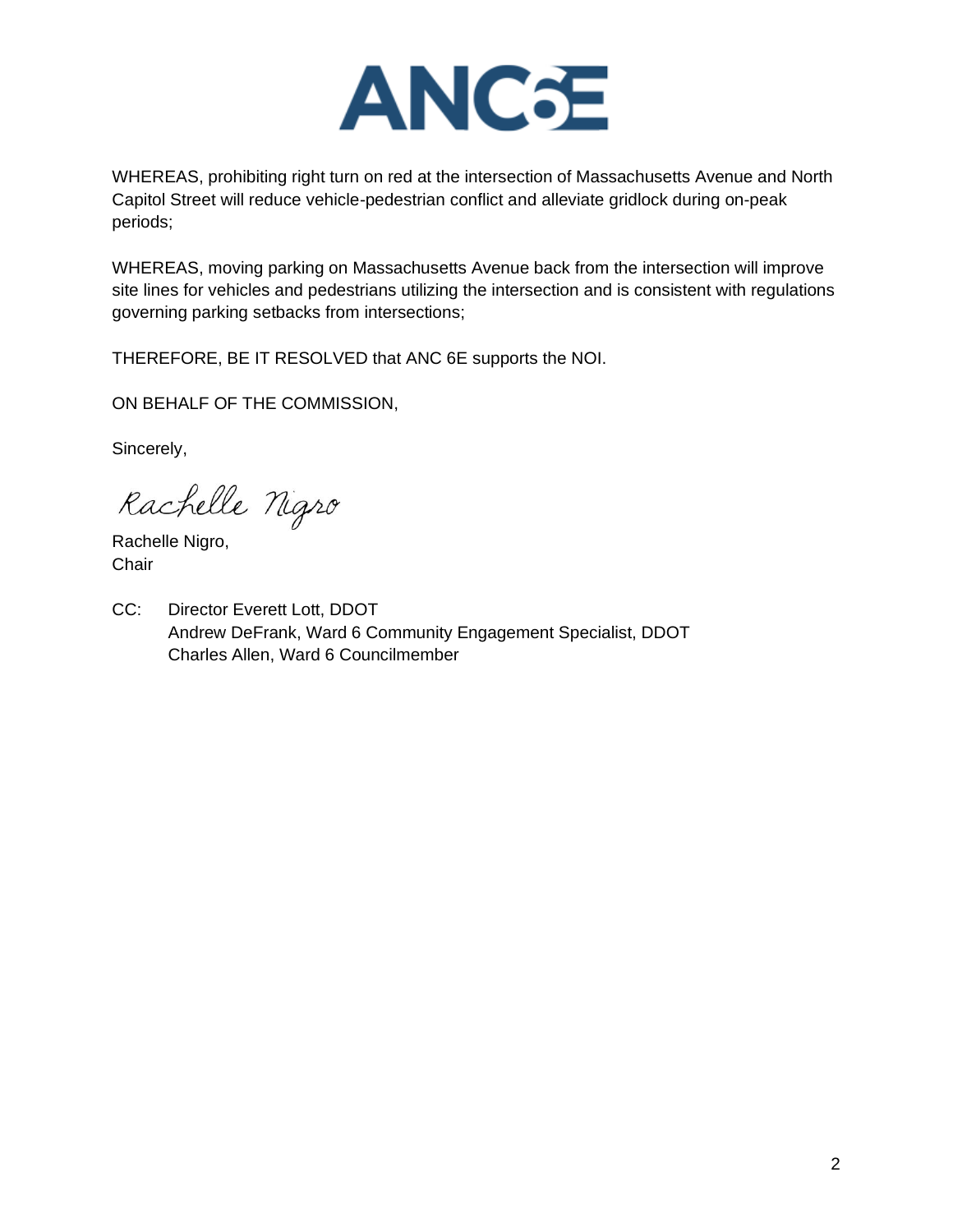ANC6E

WHEREAS, prohibiting right turn on red at the intersection of Massachusetts Avenue and North Capitol Street will reduce vehicle-pedestrian conflict and alleviate gridlock during on-peak periods;

WHEREAS, moving parking on Massachusetts Avenue back from the intersection will improve site lines for vehicles and pedestrians utilizing the intersection and is consistent with regulations governing parking setbacks from intersections;

THEREFORE, BE IT RESOLVED that ANC 6E supports the NOI.

ON BEHALF OF THE COMMISSION,

Sincerely,

Rachelle Nigro

Rachelle Nigro,
Chair

CC: Director Everett Lott, DDOT
Andrew DeFrank, Ward 6 Community Engagement Specialist, DDOT
Charles Allen, Ward 6 Councilmember